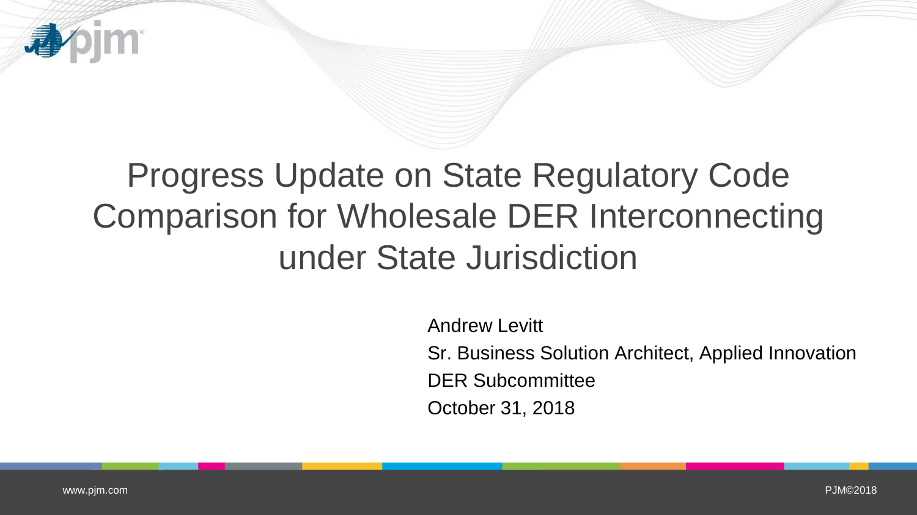# Progress Update on State Regulatory Code Comparison for Wholesale DER Interconnecting under State Jurisdiction

Andrew Levitt

Sr. Business Solution Architect, Applied Innovation

DER Subcommittee

October 31, 2018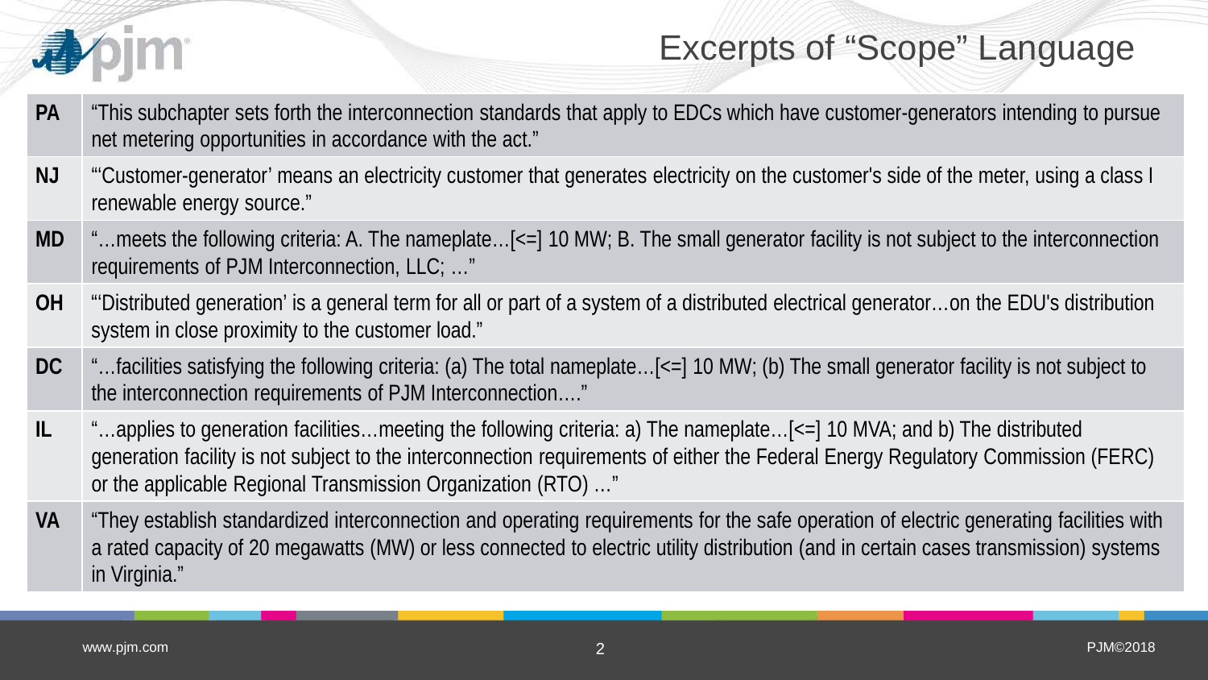# Excerpts of "Scope" Language

| | |
|---|---|
| **PA** | "This subchapter sets forth the interconnection standards that apply to EDCs which have customer-generators intending to pursue net metering opportunities in accordance with the act." |
| **NJ** | "'Customer-generator' means an electricity customer that generates electricity on the customer's side of the meter, using a class I renewable energy source." |
| **MD** | "…meets the following criteria: A. The nameplate…[<=] 10 MW; B. The small generator facility is not subject to the interconnection requirements of PJM Interconnection, LLC; …" |
| **OH** | "'Distributed generation' is a general term for all or part of a system of a distributed electrical generator…on the EDU's distribution system in close proximity to the customer load." |
| **DC** | "…facilities satisfying the following criteria: (a) The total nameplate…[<=] 10 MW; (b) The small generator facility is not subject to the interconnection requirements of PJM Interconnection…." |
| **IL** | "…applies to generation facilities…meeting the following criteria: a) The nameplate…[<=] 10 MVA; and b) The distributed generation facility is not subject to the interconnection requirements of either the Federal Energy Regulatory Commission (FERC) or the applicable Regional Transmission Organization (RTO) …" |
| **VA** | "They establish standardized interconnection and operating requirements for the safe operation of electric generating facilities with a rated capacity of 20 megawatts (MW) or less connected to electric utility distribution (and in certain cases transmission) systems in Virginia." |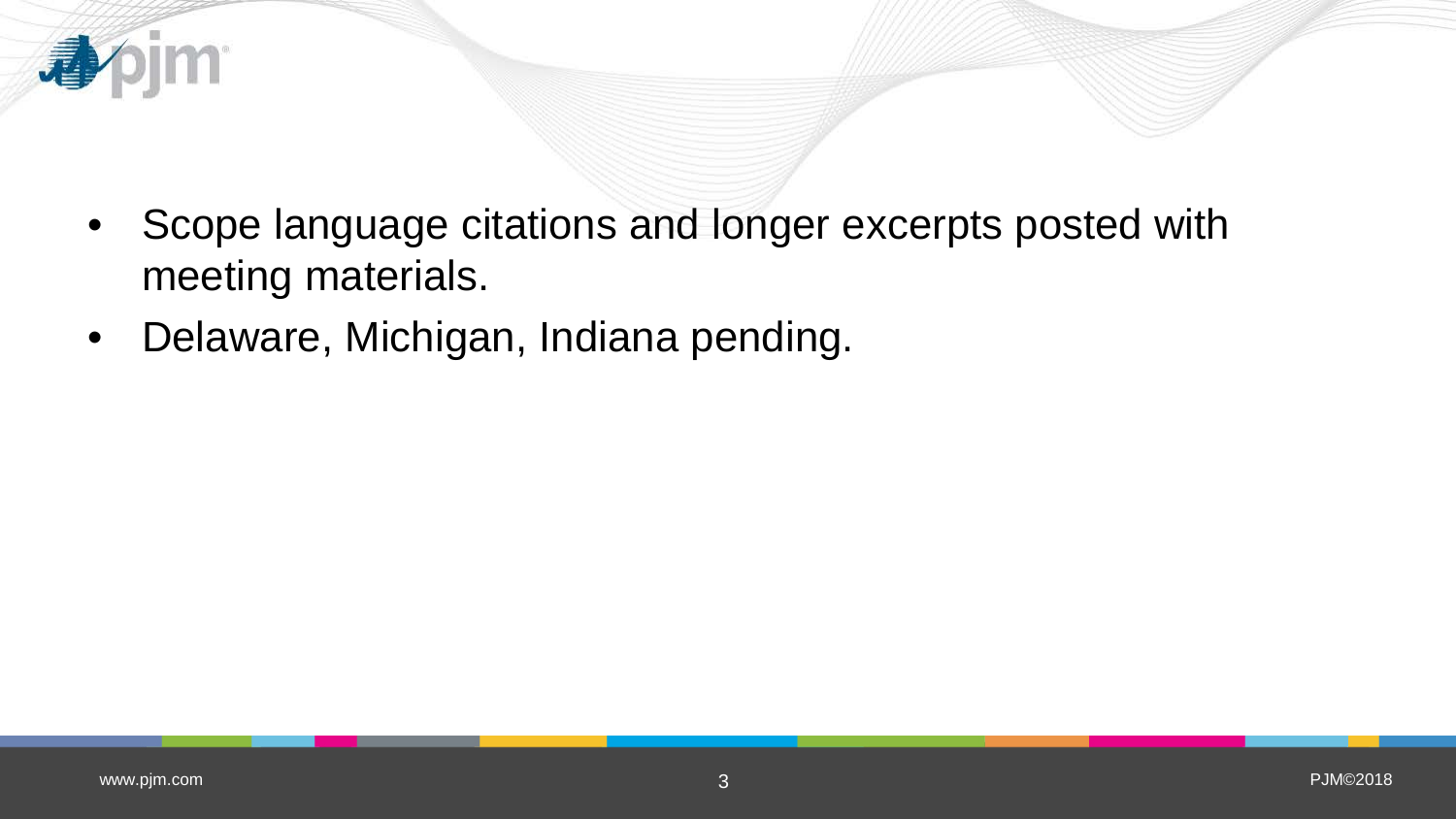- Scope language citations and longer excerpts posted with meeting materials.
- Delaware, Michigan, Indiana pending.